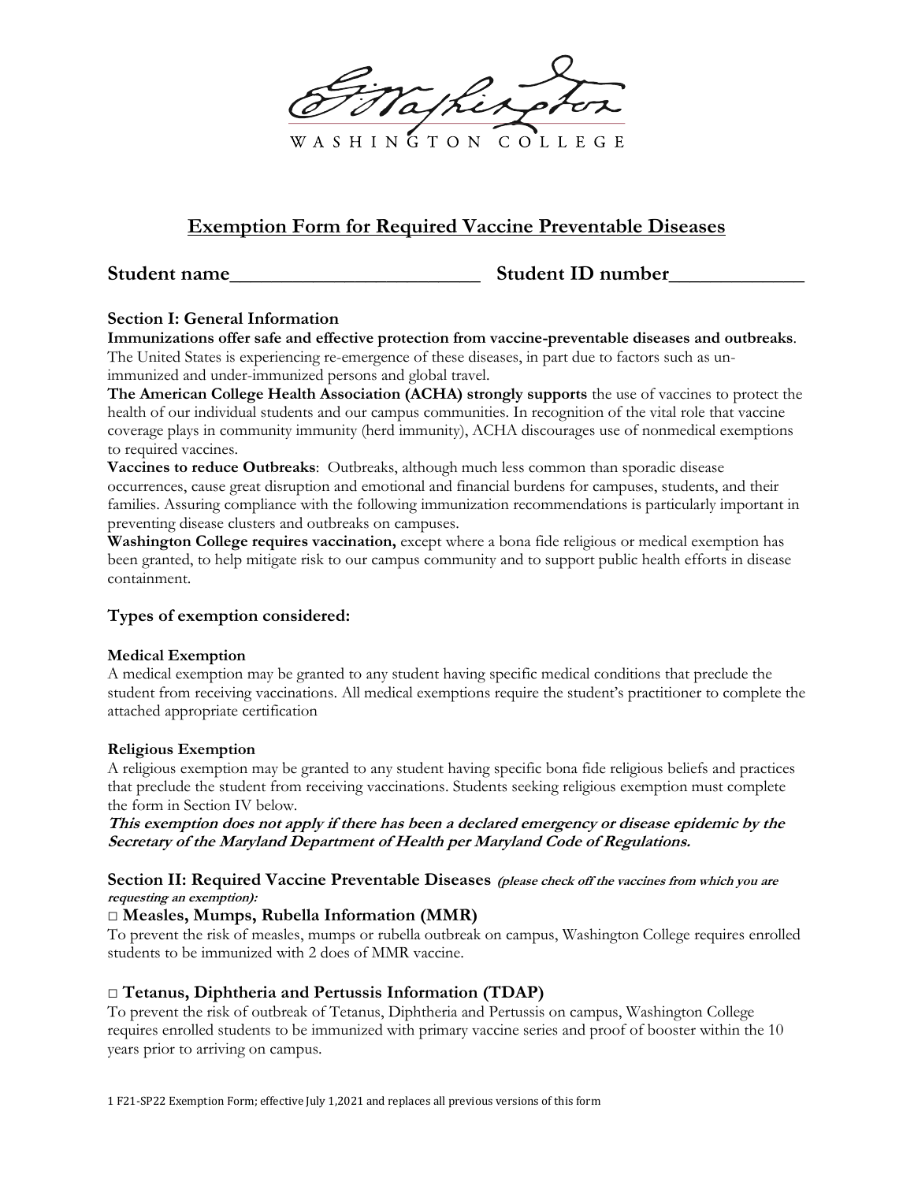WASHINGTON COLLEGE

# Exemption Form for Required Vaccine Preventable Diseases

**Student name________________________ Student ID number_____________**

### Section I: General Information

**Immunizations offer safe and effective protection from vaccine-preventable diseases and outbreaks**. The United States is experiencing re-emergence of these diseases, in part due to factors such as un-immunized and under-immunized persons and global travel.

**The American College Health Association (ACHA) strongly supports** the use of vaccines to protect the health of our individual students and our campus communities. In recognition of the vital role that vaccine coverage plays in community immunity (herd immunity), ACHA discourages use of nonmedical exemptions to required vaccines.

**Vaccines to reduce Outbreaks**: Outbreaks, although much less common than sporadic disease occurrences, cause great disruption and emotional and financial burdens for campuses, students, and their families. Assuring compliance with the following immunization recommendations is particularly important in preventing disease clusters and outbreaks on campuses.

**Washington College requires vaccination,** except where a bona fide religious or medical exemption has been granted, to help mitigate risk to our campus community and to support public health efforts in disease containment.

### Types of exemption considered:

**Medical Exemption**

A medical exemption may be granted to any student having specific medical conditions that preclude the student from receiving vaccinations. All medical exemptions require the student's practitioner to complete the attached appropriate certification

**Religious Exemption**

A religious exemption may be granted to any student having specific bona fide religious beliefs and practices that preclude the student from receiving vaccinations. Students seeking religious exemption must complete the form in Section IV below.

***This exemption does not apply if there has been a declared emergency or disease epidemic by the Secretary of the Maryland Department of Health per Maryland Code of Regulations.***

### Section II: Required Vaccine Preventable Diseases *(please check off the vaccines from which you are requesting an exemption):*

**□ Measles, Mumps, Rubella Information (MMR)**

To prevent the risk of measles, mumps or rubella outbreak on campus, Washington College requires enrolled students to be immunized with 2 does of MMR vaccine.

**□ Tetanus, Diphtheria and Pertussis Information (TDAP)**

To prevent the risk of outbreak of Tetanus, Diphtheria and Pertussis on campus, Washington College requires enrolled students to be immunized with primary vaccine series and proof of booster within the 10 years prior to arriving on campus.

F21-SP22 Exemption Form; effective July 1,2021 and replaces all previous versions of this form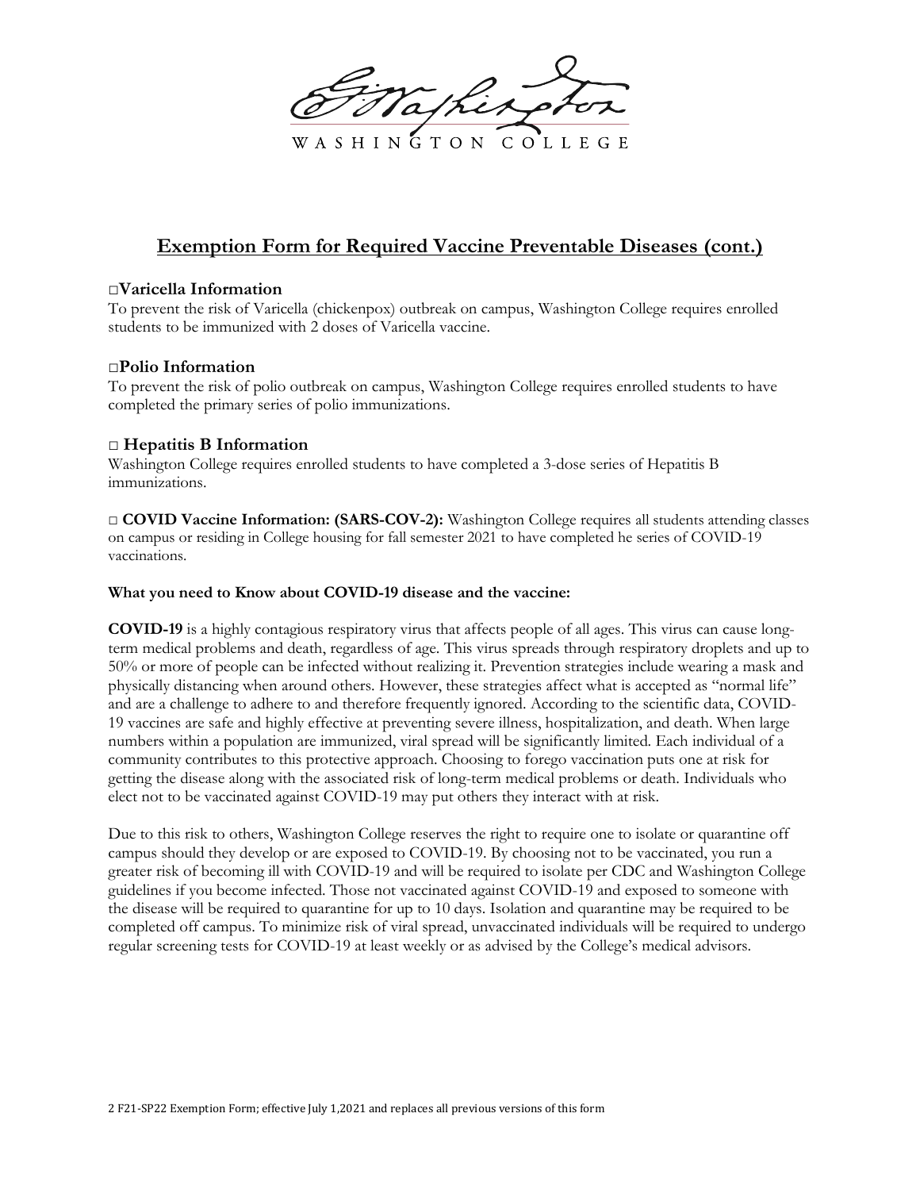WASHINGTON COLLEGE

## Exemption Form for Required Vaccine Preventable Diseases (cont.)

### □Varicella Information

To prevent the risk of Varicella (chickenpox) outbreak on campus, Washington College requires enrolled students to be immunized with 2 doses of Varicella vaccine.

### □Polio Information

To prevent the risk of polio outbreak on campus, Washington College requires enrolled students to have completed the primary series of polio immunizations.

### □ Hepatitis B Information

Washington College requires enrolled students to have completed a 3-dose series of Hepatitis B immunizations.

□ **COVID Vaccine Information: (SARS-COV-2):** Washington College requires all students attending classes on campus or residing in College housing for fall semester 2021 to have completed he series of COVID-19 vaccinations.

**What you need to Know about COVID-19 disease and the vaccine:**

**COVID-19** is a highly contagious respiratory virus that affects people of all ages. This virus can cause long-term medical problems and death, regardless of age. This virus spreads through respiratory droplets and up to 50% or more of people can be infected without realizing it. Prevention strategies include wearing a mask and physically distancing when around others. However, these strategies affect what is accepted as "normal life" and are a challenge to adhere to and therefore frequently ignored. According to the scientific data, COVID-19 vaccines are safe and highly effective at preventing severe illness, hospitalization, and death. When large numbers within a population are immunized, viral spread will be significantly limited. Each individual of a community contributes to this protective approach. Choosing to forego vaccination puts one at risk for getting the disease along with the associated risk of long-term medical problems or death. Individuals who elect not to be vaccinated against COVID-19 may put others they interact with at risk.

Due to this risk to others, Washington College reserves the right to require one to isolate or quarantine off campus should they develop or are exposed to COVID-19. By choosing not to be vaccinated, you run a greater risk of becoming ill with COVID-19 and will be required to isolate per CDC and Washington College guidelines if you become infected. Those not vaccinated against COVID-19 and exposed to someone with the disease will be required to quarantine for up to 10 days. Isolation and quarantine may be required to be completed off campus. To minimize risk of viral spread, unvaccinated individuals will be required to undergo regular screening tests for COVID-19 at least weekly or as advised by the College's medical advisors.

F21-SP22 Exemption Form; effective July 1,2021 and replaces all previous versions of this form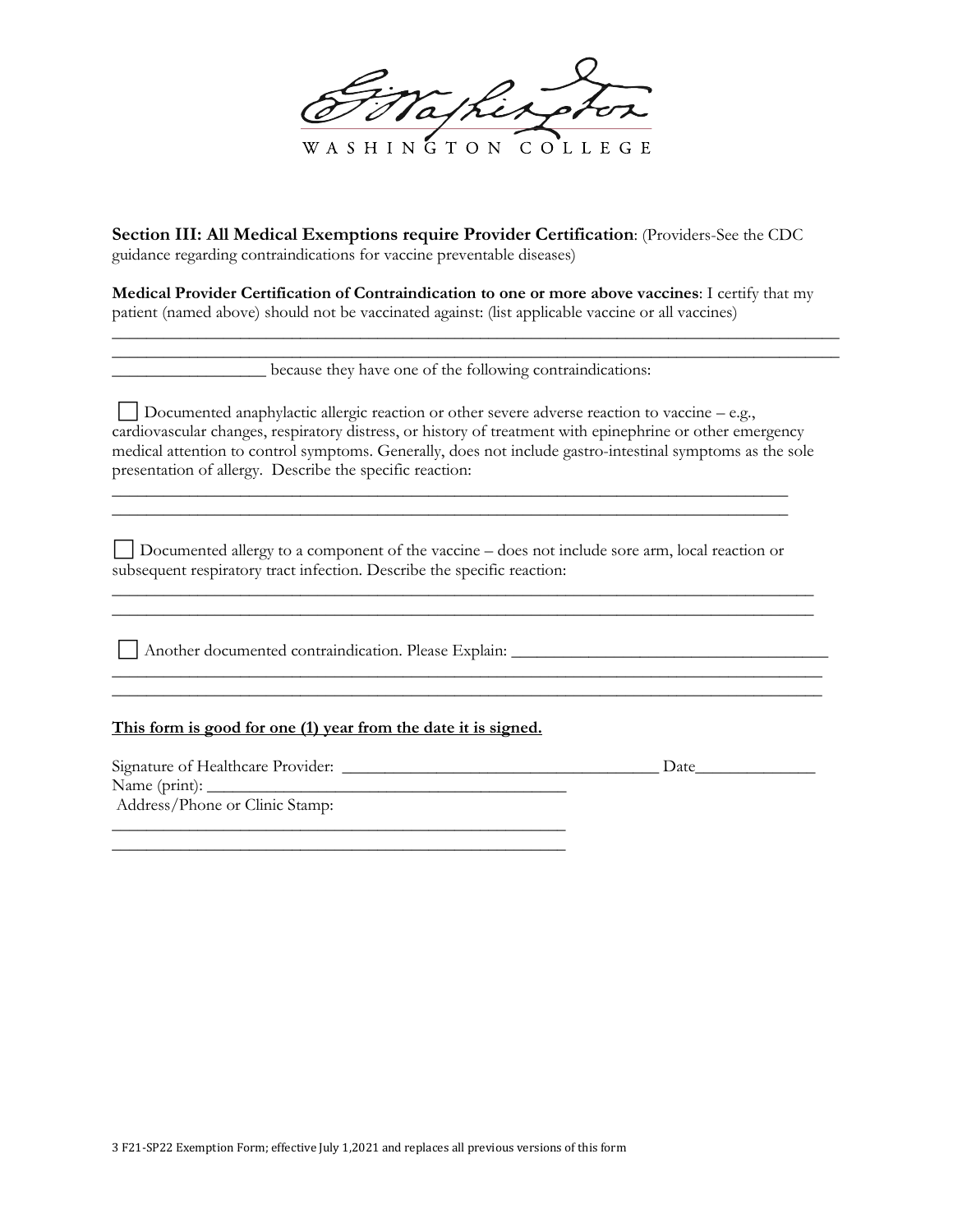WASHINGTON COLLEGE

**Section III: All Medical Exemptions require Provider Certification**: (Providers-See the CDC guidance regarding contraindications for vaccine preventable diseases)

**Medical Provider Certification of Contraindication to one or more above vaccines**: I certify that my patient (named above) should not be vaccinated against: (list applicable vaccine or all vaccines)

______________________________________________________________________________________
______________________________________________________________________________________
_________________ because they have one of the following contraindications:

☐ Documented anaphylactic allergic reaction or other severe adverse reaction to vaccine – e.g., cardiovascular changes, respiratory distress, or history of treatment with epinephrine or other emergency medical attention to control symptoms. Generally, does not include gastro-intestinal symptoms as the sole presentation of allergy. Describe the specific reaction:

________________________________________________________________________________
________________________________________________________________________________

☐ Documented allergy to a component of the vaccine – does not include sore arm, local reaction or subsequent respiratory tract infection. Describe the specific reaction:

____________________________________________________________________________________
____________________________________________________________________________________

☐ Another documented contraindication. Please Explain: ____________________________________
_____________________________________________________________________________________
_____________________________________________________________________________________

**<u>This form is good for one (1) year from the date it is signed.</u>**

Signature of Healthcare Provider: ____________________________________ Date_____________
Name (print): __________________________________________
Address/Phone or Clinic Stamp:
_____________________________________________________
_____________________________________________________

3 F21-SP22 Exemption Form; effective July 1,2021 and replaces all previous versions of this form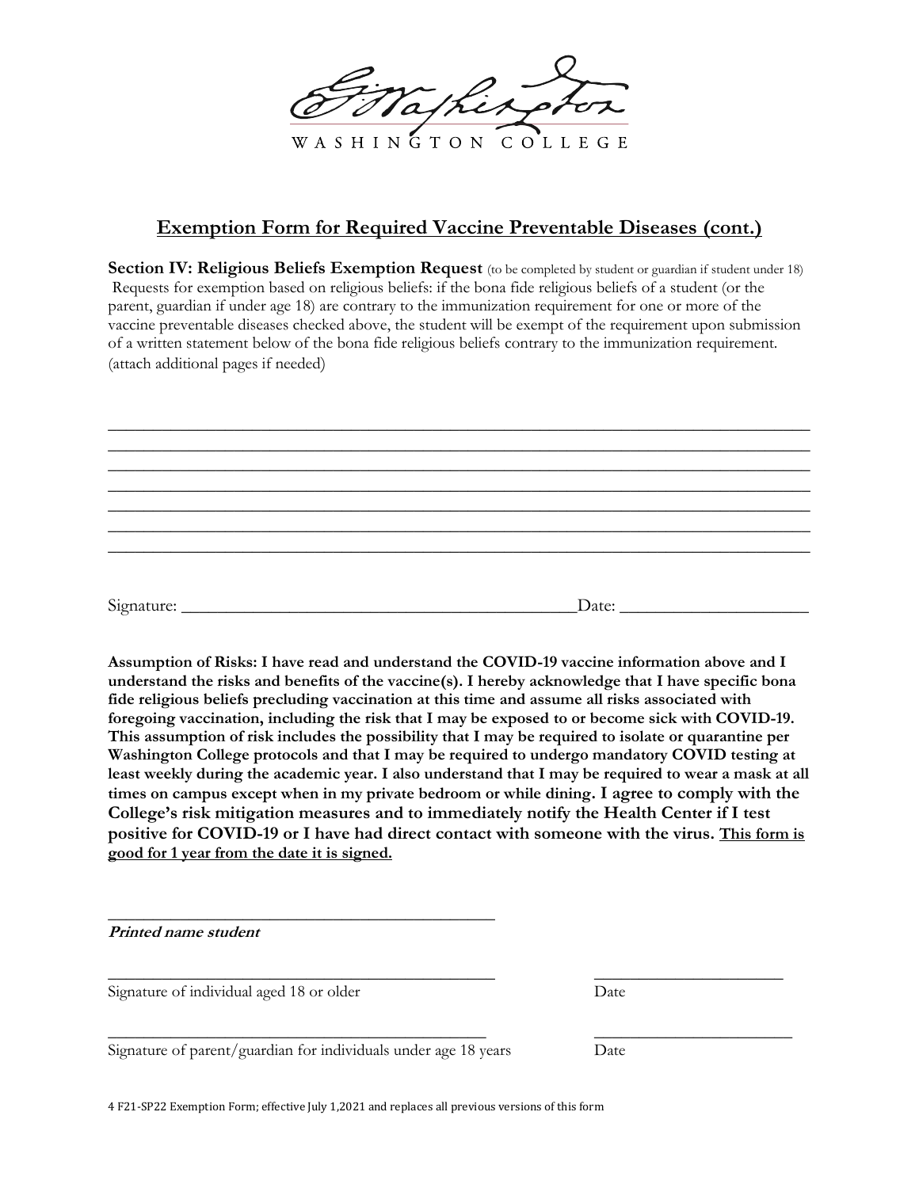WASHINGTON COLLEGE

# Exemption Form for Required Vaccine Preventable Diseases (cont.)

**Section IV: Religious Beliefs Exemption Request** (to be completed by student or guardian if student under 18)
Requests for exemption based on religious beliefs: if the bona fide religious beliefs of a student (or the parent, guardian if under age 18) are contrary to the immunization requirement for one or more of the vaccine preventable diseases checked above, the student will be exempt of the requirement upon submission of a written statement below of the bona fide religious beliefs contrary to the immunization requirement. (attach additional pages if needed)

_______________________________________________________________________________
_______________________________________________________________________________
_______________________________________________________________________________
_______________________________________________________________________________
_______________________________________________________________________________
_______________________________________________________________________________
_______________________________________________________________________________

Signature: ____________________________________________Date: ____________________

**Assumption of Risks: I have read and understand the COVID-19 vaccine information above and I understand the risks and benefits of the vaccine(s). I hereby acknowledge that I have specific bona fide religious beliefs precluding vaccination at this time and assume all risks associated with foregoing vaccination, including the risk that I may be exposed to or become sick with COVID-19. This assumption of risk includes the possibility that I may be required to isolate or quarantine per Washington College protocols and that I may be required to undergo mandatory COVID testing at least weekly during the academic year. I also understand that I may be required to wear a mask at all times on campus except when in my private bedroom or while dining. I agree to comply with the College's risk mitigation measures and to immediately notify the Health Center if I test positive for COVID-19 or I have had direct contact with someone with the virus. <u>This form is good for 1 year from the date it is signed.</u>**

_____________________________________________
***Printed name student***

_____________________________________________ ______________________
Signature of individual aged 18 or older Date

_____________________________________________ ______________________
Signature of parent/guardian for individuals under age 18 years Date

4 F21-SP22 Exemption Form; effective July 1,2021 and replaces all previous versions of this form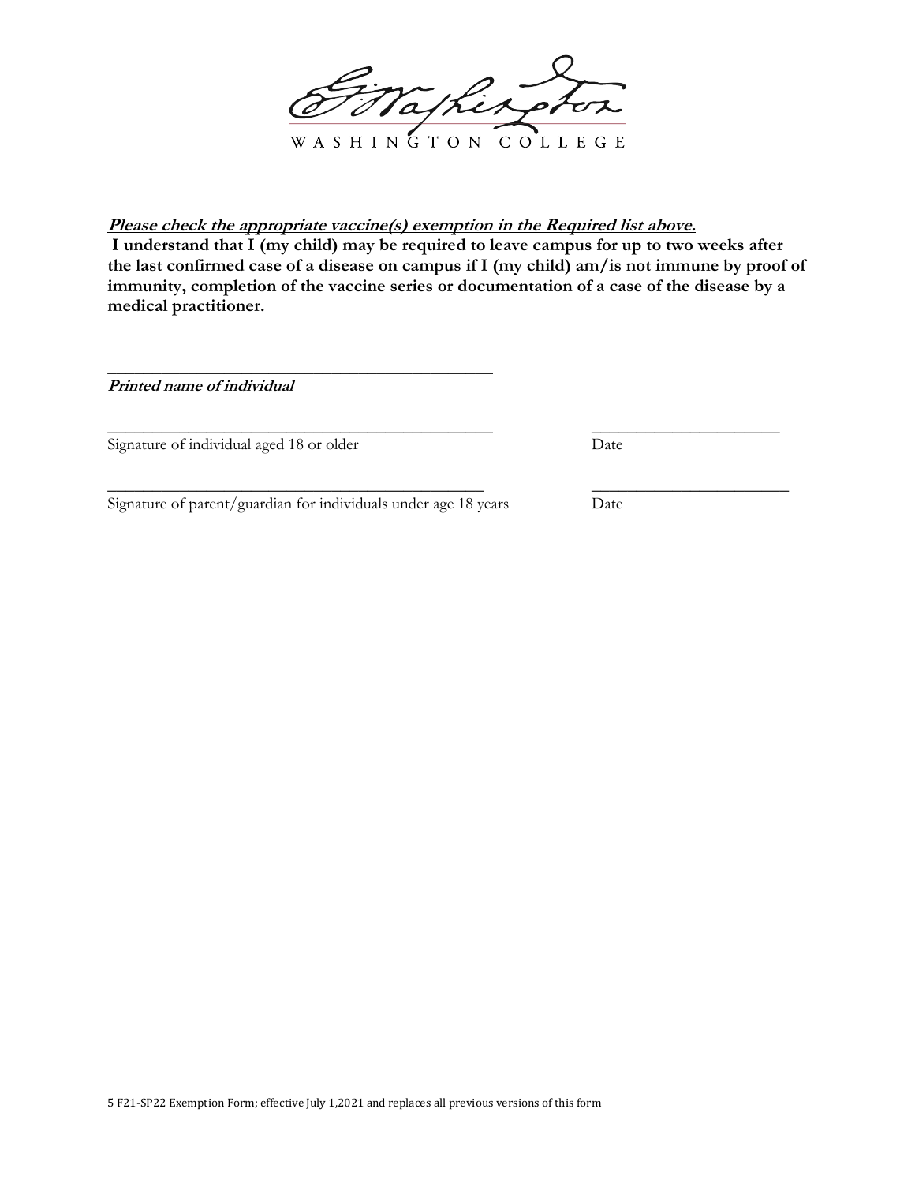WASHINGTON COLLEGE

***Please check the appropriate vaccine(s) exemption in the Required list above.***

**I understand that I (my child) may be required to leave campus for up to two weeks after the last confirmed case of a disease on campus if I (my child) am/is not immune by proof of immunity, completion of the vaccine series or documentation of a case of the disease by a medical practitioner.**

_______________________________________________

***Printed name of individual***

_______________________________________________ _______________________

Signature of individual aged 18 or older Date

_______________________________________________ _______________________

Signature of parent/guardian for individuals under age 18 years Date

5 F21-SP22 Exemption Form; effective July 1,2021 and replaces all previous versions of this form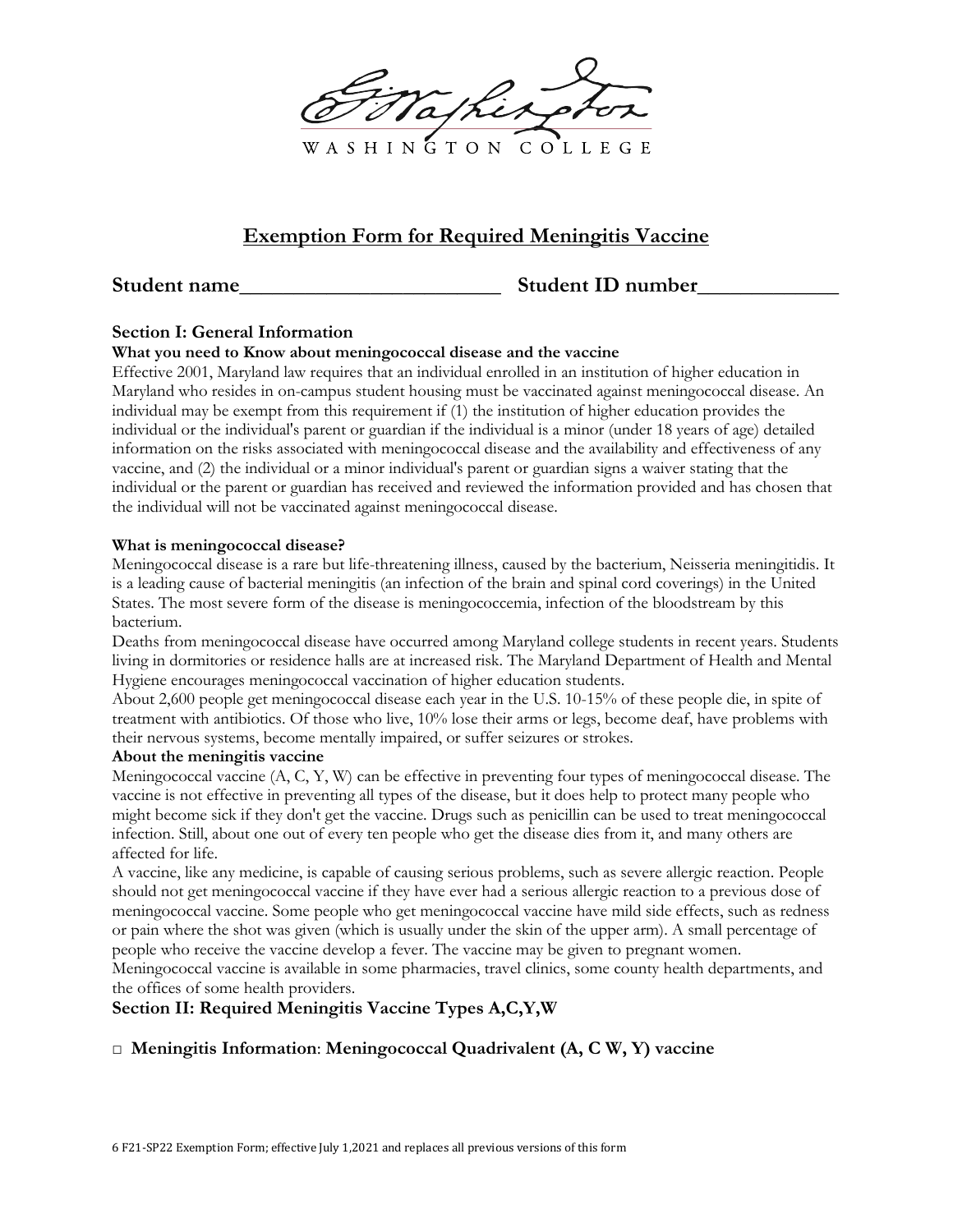WASHINGTON COLLEGE

# Exemption Form for Required Meningitis Vaccine

## Student name_________________________ Student ID number_____________

### Section I: General Information

**What you need to Know about meningococcal disease and the vaccine**

Effective 2001, Maryland law requires that an individual enrolled in an institution of higher education in Maryland who resides in on-campus student housing must be vaccinated against meningococcal disease. An individual may be exempt from this requirement if (1) the institution of higher education provides the individual or the individual's parent or guardian if the individual is a minor (under 18 years of age) detailed information on the risks associated with meningococcal disease and the availability and effectiveness of any vaccine, and (2) the individual or a minor individual's parent or guardian signs a waiver stating that the individual or the parent or guardian has received and reviewed the information provided and has chosen that the individual will not be vaccinated against meningococcal disease.

**What is meningococcal disease?**

Meningococcal disease is a rare but life-threatening illness, caused by the bacterium, Neisseria meningitidis. It is a leading cause of bacterial meningitis (an infection of the brain and spinal cord coverings) in the United States. The most severe form of the disease is meningococcemia, infection of the bloodstream by this bacterium.

Deaths from meningococcal disease have occurred among Maryland college students in recent years. Students living in dormitories or residence halls are at increased risk. The Maryland Department of Health and Mental Hygiene encourages meningococcal vaccination of higher education students.

About 2,600 people get meningococcal disease each year in the U.S. 10-15% of these people die, in spite of treatment with antibiotics. Of those who live, 10% lose their arms or legs, become deaf, have problems with their nervous systems, become mentally impaired, or suffer seizures or strokes.

**About the meningitis vaccine**

Meningococcal vaccine (A, C, Y, W) can be effective in preventing four types of meningococcal disease. The vaccine is not effective in preventing all types of the disease, but it does help to protect many people who might become sick if they don't get the vaccine. Drugs such as penicillin can be used to treat meningococcal infection. Still, about one out of every ten people who get the disease dies from it, and many others are affected for life.

A vaccine, like any medicine, is capable of causing serious problems, such as severe allergic reaction. People should not get meningococcal vaccine if they have ever had a serious allergic reaction to a previous dose of meningococcal vaccine. Some people who get meningococcal vaccine have mild side effects, such as redness or pain where the shot was given (which is usually under the skin of the upper arm). A small percentage of people who receive the vaccine develop a fever. The vaccine may be given to pregnant women.

Meningococcal vaccine is available in some pharmacies, travel clinics, some county health departments, and the offices of some health providers.

### Section II: Required Meningitis Vaccine Types A,C,Y,W

□ **Meningitis Information**: **Meningococcal Quadrivalent (A, C W, Y) vaccine**

6 F21-SP22 Exemption Form; effective July 1,2021 and replaces all previous versions of this form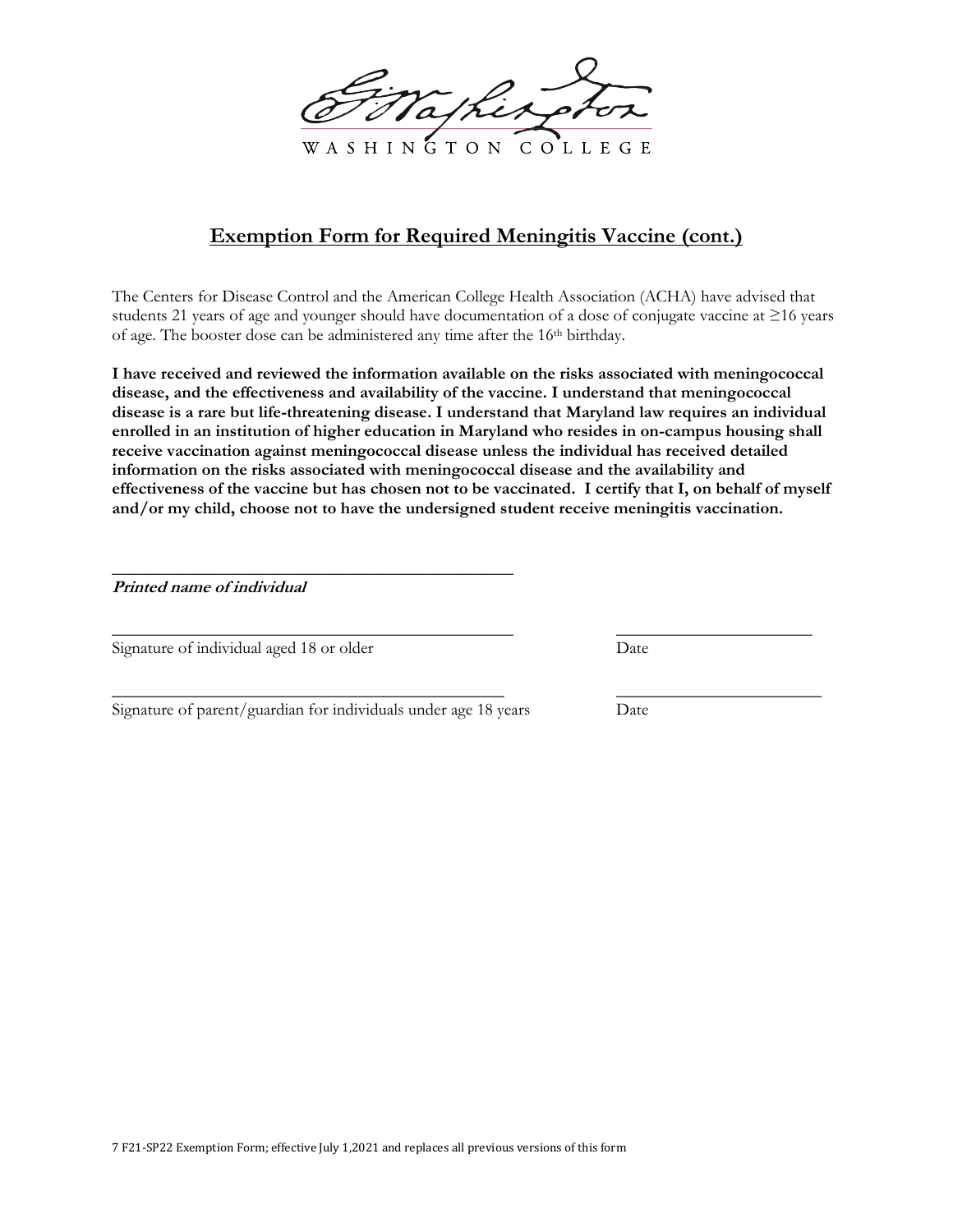WASHINGTON COLLEGE

## Exemption Form for Required Meningitis Vaccine (cont.)

The Centers for Disease Control and the American College Health Association (ACHA) have advised that students 21 years of age and younger should have documentation of a dose of conjugate vaccine at ≥16 years of age. The booster dose can be administered any time after the 16th birthday.

**I have received and reviewed the information available on the risks associated with meningococcal disease, and the effectiveness and availability of the vaccine. I understand that meningococcal disease is a rare but life-threatening disease. I understand that Maryland law requires an individual enrolled in an institution of higher education in Maryland who resides in on-campus housing shall receive vaccination against meningococcal disease unless the individual has received detailed information on the risks associated with meningococcal disease and the availability and effectiveness of the vaccine but has chosen not to be vaccinated. I certify that I, on behalf of myself and/or my child, choose not to have the undersigned student receive meningitis vaccination.**

_______________________________________________

***Printed name of individual***

_______________________________________________ ______________________

Signature of individual aged 18 or older Date

_______________________________________________ ______________________

Signature of parent/guardian for individuals under age 18 years Date

7 F21-SP22 Exemption Form; effective July 1,2021 and replaces all previous versions of this form